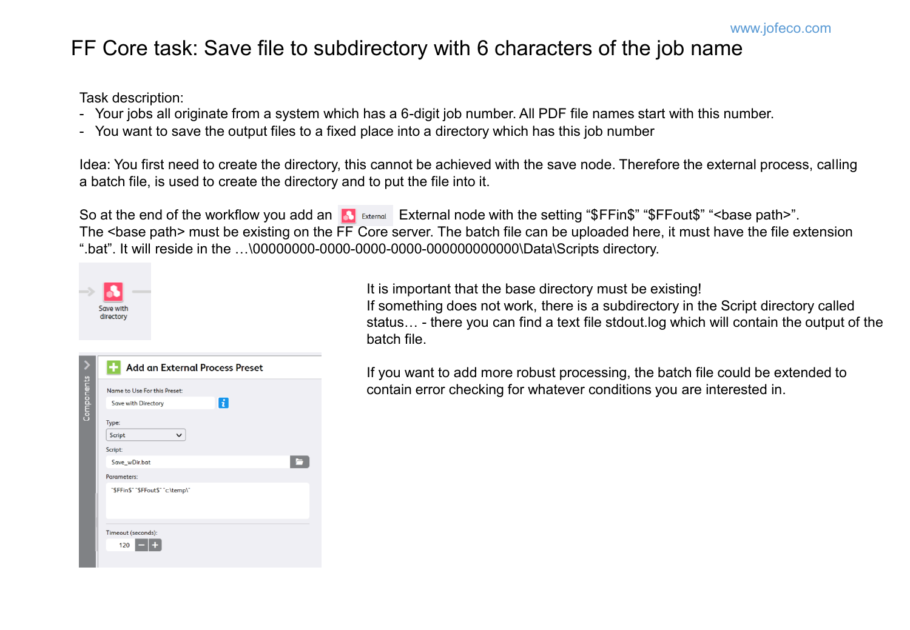www.jofeco.com

# FF Core task: Save file to subdirectory with 6 characters of the job name

Task description:

- Your jobs all originate from a system which has a 6-digit job number. All PDF file names start with this number.
- You want to save the output files to a fixed place into a directory which has this job number

Idea: You first need to create the directory, this cannot be achieved with the save node. Therefore the external process, calling a batch file, is used to create the directory and to put the file into it.

So at the end of the workflow you add an External node with the setting “$FFin$” “$FFout$” “<base path>”. The <base path> must be existing on the FF Core server. The batch file can be uploaded here, it must have the file extension “.bat”. It will reside in the …\00000000-0000-0000-0000-000000000000\Data\Scripts directory.

Save with directory

**Add an External Process Preset**

Name to Use For this Preset: Save with Directory

Type: Script

Script: Save_wDir.bat

Parameters: "$FFin$" "$FFout$" "c:\temp\"

Timeout (seconds): 120

It is important that the base directory must be existing!
If something does not work, there is a subdirectory in the Script directory called status… - there you can find a text file stdout.log which will contain the output of the batch file.

If you want to add more robust processing, the batch file could be extended to contain error checking for whatever conditions you are interested in.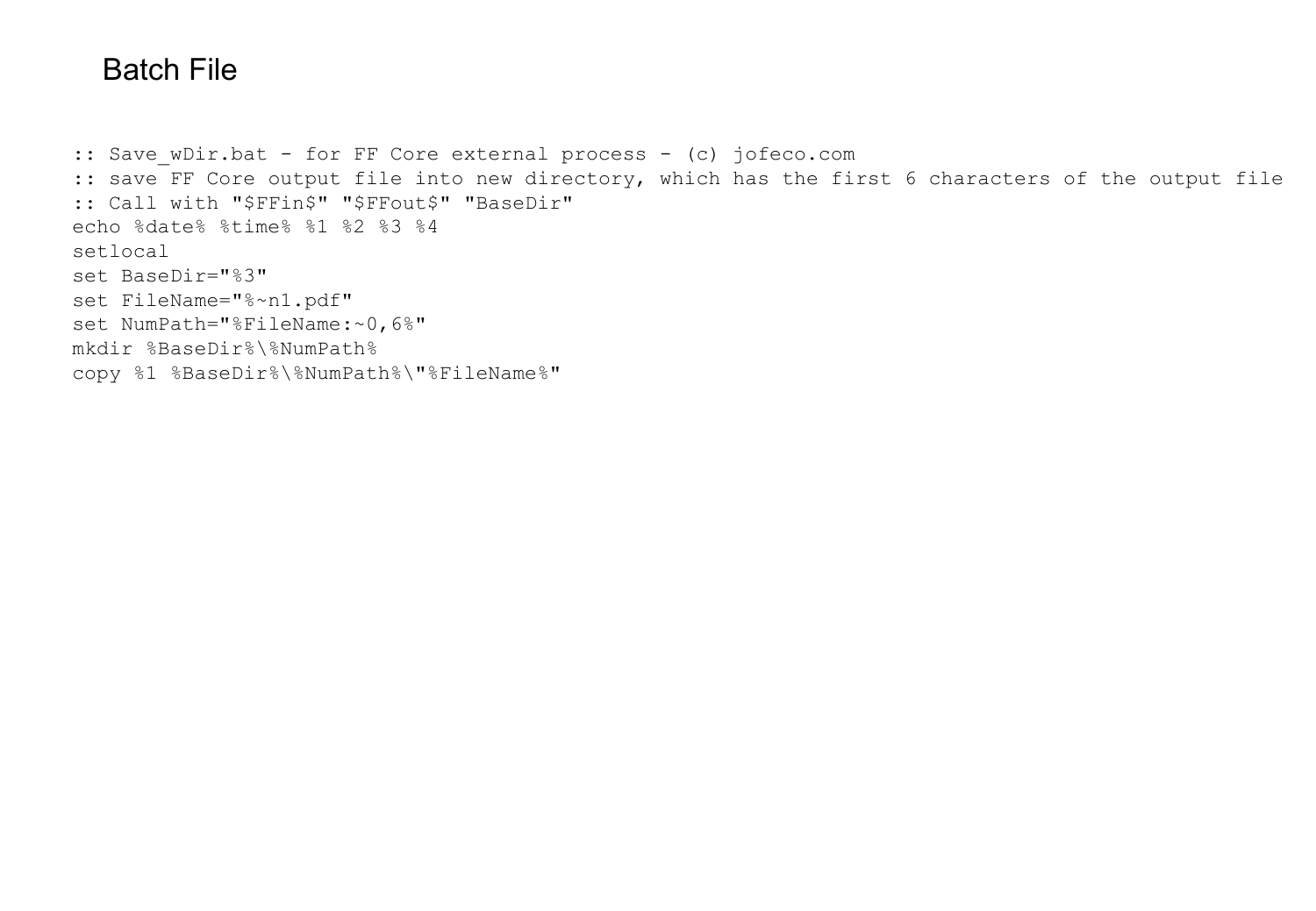# Batch File

```
:: Save_wDir.bat - for FF Core external process - (c) jofeco.com
:: save FF Core output file into new directory, which has the first 6 characters of the output file
:: Call with "$FFin$" "$FFout$" "BaseDir"
echo %date% %time% %1 %2 %3 %4
setlocal
set BaseDir="%3"
set FileName="%~n1.pdf"
set NumPath="%FileName:~0,6%"
mkdir %BaseDir%\%NumPath%
copy %1 %BaseDir%\%NumPath%\"%FileName%"
```